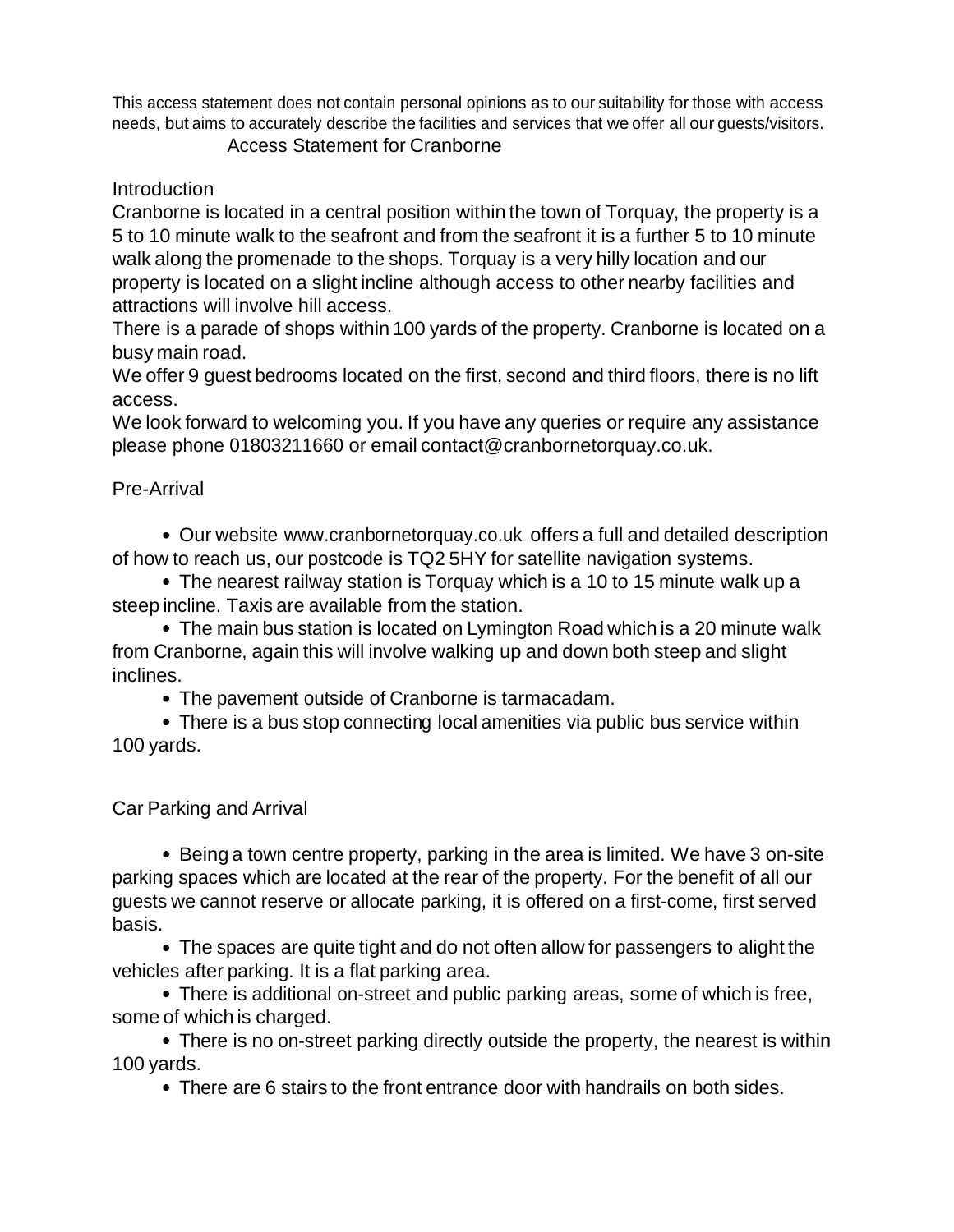This access statement does not contain personal opinions as to our suitability for those with access needs, but aims to accurately describe the facilities and services that we offer all our guests/visitors.

# Access Statement for Cranborne

## Introduction

Cranborne is located in a central position within the town of Torquay, the property is a 5 to 10 minute walk to the seafront and from the seafront it is a further 5 to 10 minute walk along the promenade to the shops. Torquay is a very hilly location and our property is located on a slight incline although access to other nearby facilities and attractions will involve hill access.

There is a parade of shops within 100 yards of the property. Cranborne is located on a busy main road.

We offer 9 guest bedrooms located on the first, second and third floors, there is no lift access.

We look forward to welcoming you. If you have any queries or require any assistance please phone 01803211660 or email contact@cranbornetorquay.co.uk.

## Pre-Arrival

- Our website www.cranbornetorquay.co.uk offers a full and detailed description of how to reach us, our postcode is TQ2 5HY for satellite navigation systems.
- The nearest railway station is Torquay which is a 10 to 15 minute walk up a steep incline. Taxis are available from the station.
- The main bus station is located on Lymington Road which is a 20 minute walk from Cranborne, again this will involve walking up and down both steep and slight inclines.
- The pavement outside of Cranborne is tarmacadam.
- There is a bus stop connecting local amenities via public bus service within 100 yards.

## Car Parking and Arrival

- Being a town centre property, parking in the area is limited. We have 3 on-site parking spaces which are located at the rear of the property. For the benefit of all our guests we cannot reserve or allocate parking, it is offered on a first-come, first served basis.
- The spaces are quite tight and do not often allow for passengers to alight the vehicles after parking. It is a flat parking area.
- There is additional on-street and public parking areas, some of which is free, some of which is charged.
- There is no on-street parking directly outside the property, the nearest is within 100 yards.
- There are 6 stairs to the front entrance door with handrails on both sides.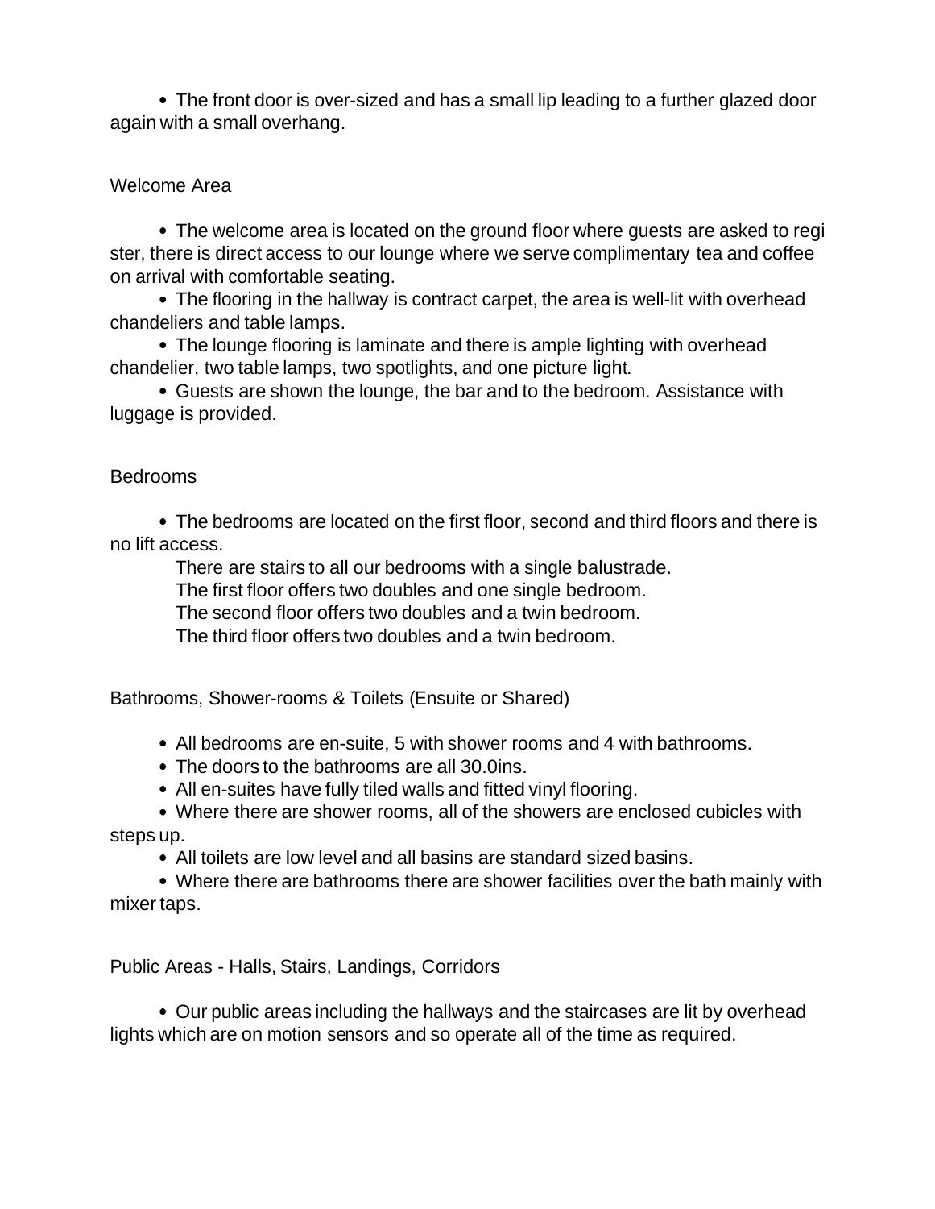- The front door is over-sized and has a small lip leading to a further glazed door again with a small overhang.

## Welcome Area

- The welcome area is located on the ground floor where guests are asked to register, there is direct access to our lounge where we serve complimentary tea and coffee on arrival with comfortable seating.
- The flooring in the hallway is contract carpet, the area is well-lit with overhead chandeliers and table lamps.
- The lounge flooring is laminate and there is ample lighting with overhead chandelier, two table lamps, two spotlights, and one picture light.
- Guests are shown the lounge, the bar and to the bedroom. Assistance with luggage is provided.

## Bedrooms

- The bedrooms are located on the first floor, second and third floors and there is no lift access.

  There are stairs to all our bedrooms with a single balustrade.
  The first floor offers two doubles and one single bedroom.
  The second floor offers two doubles and a twin bedroom.
  The third floor offers two doubles and a twin bedroom.

## Bathrooms, Shower-rooms & Toilets (Ensuite or Shared)

- All bedrooms are en-suite, 5 with shower rooms and 4 with bathrooms.
- The doors to the bathrooms are all 30.0ins.
- All en-suites have fully tiled walls and fitted vinyl flooring.
- Where there are shower rooms, all of the showers are enclosed cubicles with steps up.
- All toilets are low level and all basins are standard sized basins.
- Where there are bathrooms there are shower facilities over the bath mainly with mixer taps.

## Public Areas - Halls, Stairs, Landings, Corridors

- Our public areas including the hallways and the staircases are lit by overhead lights which are on motion sensors and so operate all of the time as required.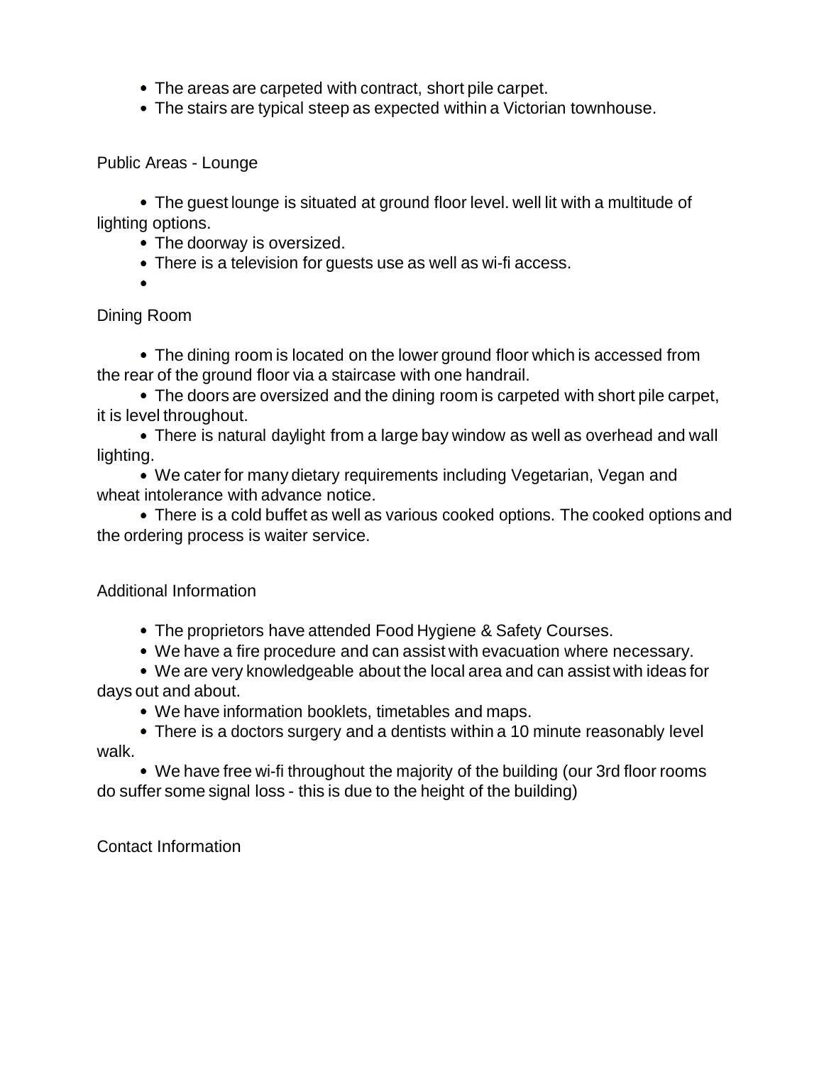- The areas are carpeted with contract, short pile carpet.
- The stairs are typical steep as expected within a Victorian townhouse.

## Public Areas - Lounge

- The guest lounge is situated at ground floor level. well lit with a multitude of lighting options.
- The doorway is oversized.
- There is a television for guests use as well as wi-fi access.
- 

## Dining Room

- The dining room is located on the lower ground floor which is accessed from the rear of the ground floor via a staircase with one handrail.
- The doors are oversized and the dining room is carpeted with short pile carpet, it is level throughout.
- There is natural daylight from a large bay window as well as overhead and wall lighting.
- We cater for many dietary requirements including Vegetarian, Vegan and wheat intolerance with advance notice.
- There is a cold buffet as well as various cooked options. The cooked options and the ordering process is waiter service.

## Additional Information

- The proprietors have attended Food Hygiene & Safety Courses.
- We have a fire procedure and can assist with evacuation where necessary.
- We are very knowledgeable about the local area and can assist with ideas for days out and about.
- We have information booklets, timetables and maps.
- There is a doctors surgery and a dentists within a 10 minute reasonably level walk.
- We have free wi-fi throughout the majority of the building (our 3rd floor rooms do suffer some signal loss - this is due to the height of the building)

## Contact Information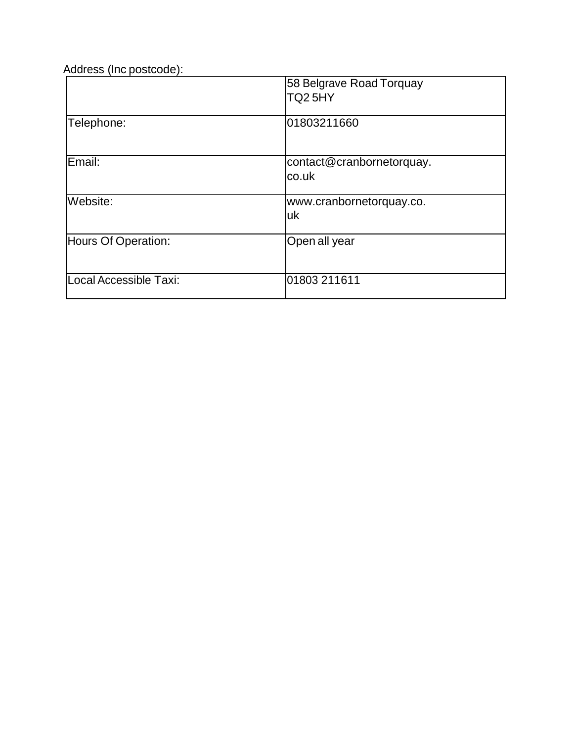Address (Inc postcode):

| | |
|---|---|
| | 58 Belgrave Road Torquay TQ2 5HY |
| Telephone: | 01803211660 |
| Email: | contact@cranbornetorquay.co.uk |
| Website: | www.cranbornetorquay.co.uk |
| Hours Of Operation: | Open all year |
| Local Accessible Taxi: | 01803 211611 |